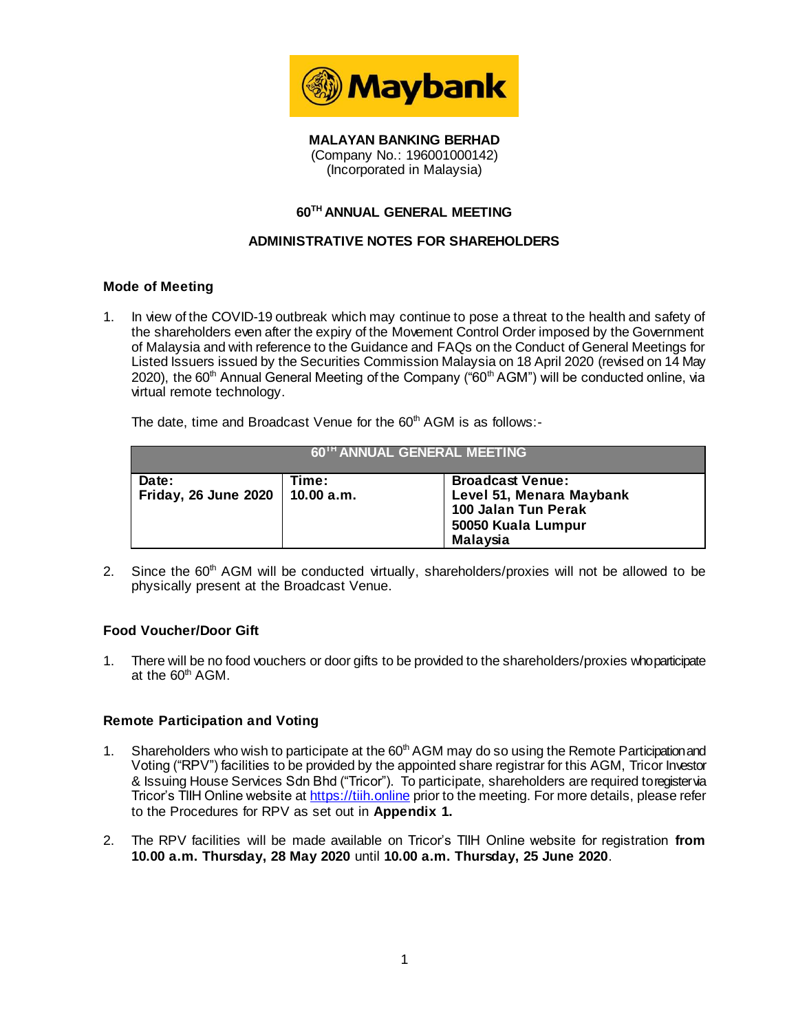**MALAYAN BANKING BERHAD**
(Company No.: 196001000142)
(Incorporated in Malaysia)

## 60TH ANNUAL GENERAL MEETING

## ADMINISTRATIVE NOTES FOR SHAREHOLDERS

### Mode of Meeting

1. In view of the COVID-19 outbreak which may continue to pose a threat to the health and safety of the shareholders even after the expiry of the Movement Control Order imposed by the Government of Malaysia and with reference to the Guidance and FAQs on the Conduct of General Meetings for Listed Issuers issued by the Securities Commission Malaysia on 18 April 2020 (revised on 14 May 2020), the 60th Annual General Meeting of the Company ("60th AGM") will be conducted online, via virtual remote technology.

   The date, time and Broadcast Venue for the 60th AGM is as follows:-

| 60TH ANNUAL GENERAL MEETING | | |
|---|---|---|
| **Date:**<br>**Friday, 26 June 2020** | **Time:**<br>**10.00 a.m.** | **Broadcast Venue:**<br>**Level 51, Menara Maybank**<br>**100 Jalan Tun Perak**<br>**50050 Kuala Lumpur**<br>**Malaysia** |

2. Since the 60th AGM will be conducted virtually, shareholders/proxies will not be allowed to be physically present at the Broadcast Venue.

### Food Voucher/Door Gift

1. There will be no food vouchers or door gifts to be provided to the shareholders/proxies who participate at the 60th AGM.

### Remote Participation and Voting

1. Shareholders who wish to participate at the 60th AGM may do so using the Remote Participation and Voting ("RPV") facilities to be provided by the appointed share registrar for this AGM, Tricor Investor & Issuing House Services Sdn Bhd ("Tricor"). To participate, shareholders are required to register via Tricor's TIIH Online website at https://tiih.online prior to the meeting. For more details, please refer to the Procedures for RPV as set out in **Appendix 1.**

2. The RPV facilities will be made available on Tricor's TIIH Online website for registration **from 10.00 a.m. Thursday, 28 May 2020** until **10.00 a.m. Thursday, 25 June 2020**.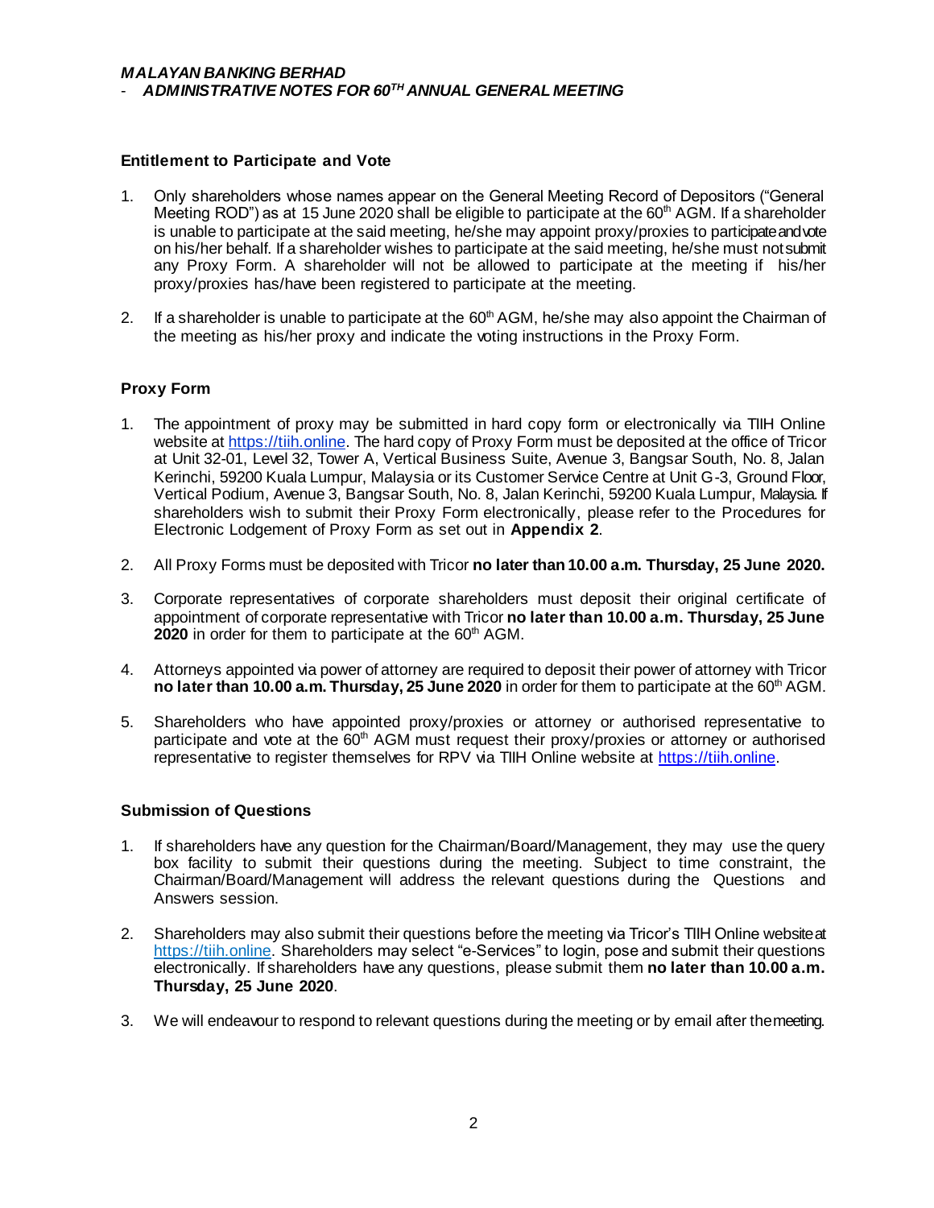## Entitlement to Participate and Vote

1. Only shareholders whose names appear on the General Meeting Record of Depositors ("General Meeting ROD") as at 15 June 2020 shall be eligible to participate at the 60th AGM. If a shareholder is unable to participate at the said meeting, he/she may appoint proxy/proxies to participate and vote on his/her behalf. If a shareholder wishes to participate at the said meeting, he/she must not submit any Proxy Form. A shareholder will not be allowed to participate at the meeting if his/her proxy/proxies has/have been registered to participate at the meeting.

2. If a shareholder is unable to participate at the 60th AGM, he/she may also appoint the Chairman of the meeting as his/her proxy and indicate the voting instructions in the Proxy Form.

## Proxy Form

1. The appointment of proxy may be submitted in hard copy form or electronically via TIIH Online website at https://tiih.online. The hard copy of Proxy Form must be deposited at the office of Tricor at Unit 32-01, Level 32, Tower A, Vertical Business Suite, Avenue 3, Bangsar South, No. 8, Jalan Kerinchi, 59200 Kuala Lumpur, Malaysia or its Customer Service Centre at Unit G-3, Ground Floor, Vertical Podium, Avenue 3, Bangsar South, No. 8, Jalan Kerinchi, 59200 Kuala Lumpur, Malaysia. If shareholders wish to submit their Proxy Form electronically, please refer to the Procedures for Electronic Lodgement of Proxy Form as set out in **Appendix 2**.

2. All Proxy Forms must be deposited with Tricor **no later than 10.00 a.m. Thursday, 25 June 2020.**

3. Corporate representatives of corporate shareholders must deposit their original certificate of appointment of corporate representative with Tricor **no later than 10.00 a.m. Thursday, 25 June 2020** in order for them to participate at the 60th AGM.

4. Attorneys appointed via power of attorney are required to deposit their power of attorney with Tricor **no later than 10.00 a.m. Thursday, 25 June 2020** in order for them to participate at the 60th AGM.

5. Shareholders who have appointed proxy/proxies or attorney or authorised representative to participate and vote at the 60th AGM must request their proxy/proxies or attorney or authorised representative to register themselves for RPV via TIIH Online website at https://tiih.online.

## Submission of Questions

1. If shareholders have any question for the Chairman/Board/Management, they may use the query box facility to submit their questions during the meeting. Subject to time constraint, the Chairman/Board/Management will address the relevant questions during the Questions and Answers session.

2. Shareholders may also submit their questions before the meeting via Tricor's TIIH Online website at https://tiih.online. Shareholders may select "e-Services" to login, pose and submit their questions electronically. If shareholders have any questions, please submit them **no later than 10.00 a.m. Thursday, 25 June 2020**.

3. We will endeavour to respond to relevant questions during the meeting or by email after the meeting.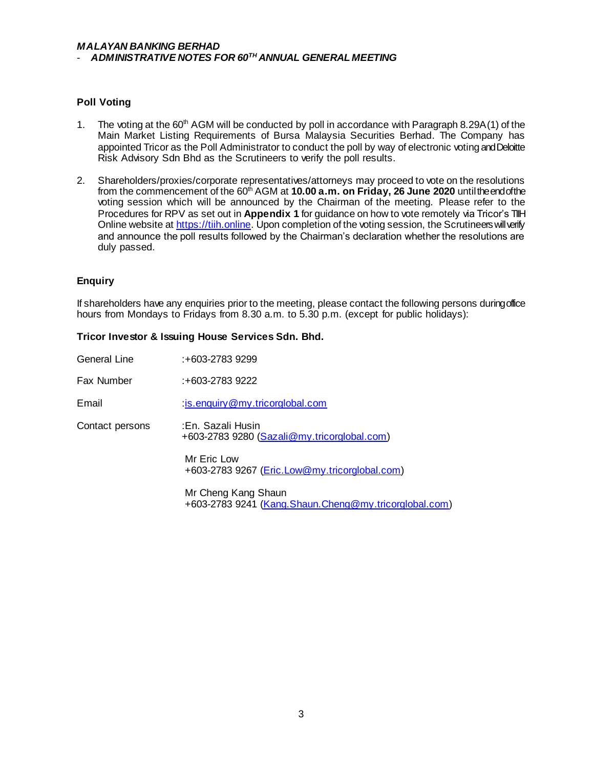## Poll Voting

1. The voting at the 60th AGM will be conducted by poll in accordance with Paragraph 8.29A(1) of the Main Market Listing Requirements of Bursa Malaysia Securities Berhad. The Company has appointed Tricor as the Poll Administrator to conduct the poll by way of electronic voting and Deloitte Risk Advisory Sdn Bhd as the Scrutineers to verify the poll results.

2. Shareholders/proxies/corporate representatives/attorneys may proceed to vote on the resolutions from the commencement of the 60th AGM at **10.00 a.m. on Friday, 26 June 2020** until the end of the voting session which will be announced by the Chairman of the meeting. Please refer to the Procedures for RPV as set out in **Appendix 1** for guidance on how to vote remotely via Tricor's TIIH Online website at https://tiih.online. Upon completion of the voting session, the Scrutineers will verify and announce the poll results followed by the Chairman's declaration whether the resolutions are duly passed.

## Enquiry

If shareholders have any enquiries prior to the meeting, please contact the following persons during office hours from Mondays to Fridays from 8.30 a.m. to 5.30 p.m. (except for public holidays):

**Tricor Investor & Issuing House Services Sdn. Bhd.**

| | |
|---|---|
| General Line | :+603-2783 9299 |
| Fax Number | :+603-2783 9222 |
| Email | :is.enquiry@my.tricorglobal.com |
| Contact persons | :En. Sazali Husin<br>+603-2783 9280 (Sazali@my.tricorglobal.com) |
| | Mr Eric Low<br>+603-2783 9267 (Eric.Low@my.tricorglobal.com) |
| | Mr Cheng Kang Shaun<br>+603-2783 9241 (Kang.Shaun.Cheng@my.tricorglobal.com) |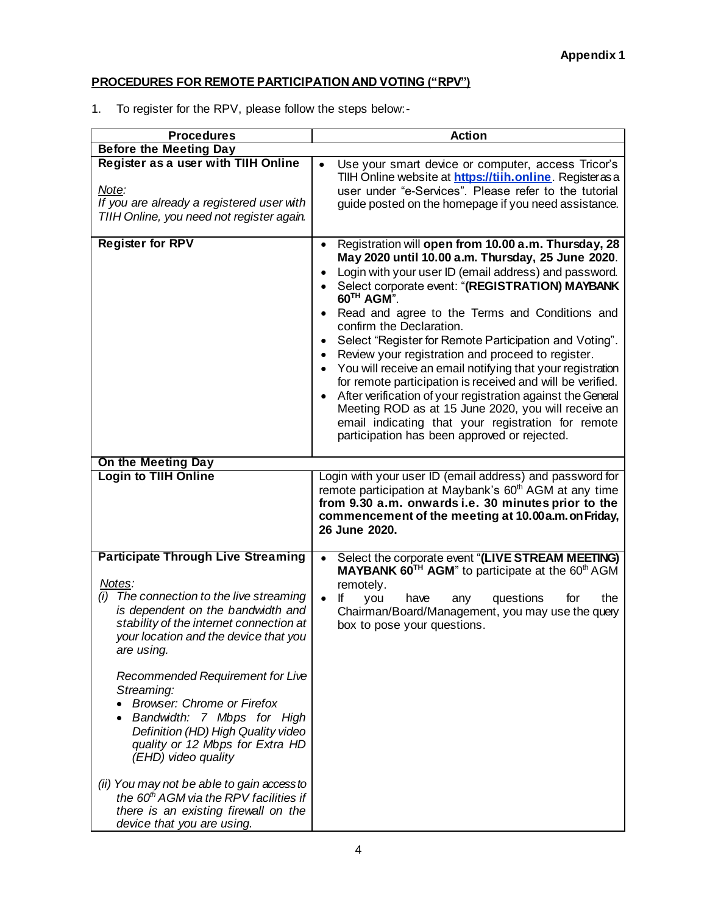**Appendix 1**

**PROCEDURES FOR REMOTE PARTICIPATION AND VOTING ("RPV")**

1. To register for the RPV, please follow the steps below:-

| Procedures | Action |
|---|---|
| **Before the Meeting Day** | |
| **Register as a user with TIIH Online**<br><br>*Note:*<br>*If you are already a registered user with TIIH Online, you need not register again.* | • Use your smart device or computer, access Tricor's TIIH Online website at **https://tiih.online**. Register as a user under "e-Services". Please refer to the tutorial guide posted on the homepage if you need assistance. |
| **Register for RPV** | • Registration will **open from 10.00 a.m. Thursday, 28 May 2020 until 10.00 a.m. Thursday, 25 June 2020**.<br>• Login with your user ID (email address) and password.<br>• Select corporate event: "**(REGISTRATION) MAYBANK 60TH AGM**".<br>• Read and agree to the Terms and Conditions and confirm the Declaration.<br>• Select "Register for Remote Participation and Voting".<br>• Review your registration and proceed to register.<br>• You will receive an email notifying that your registration for remote participation is received and will be verified.<br>• After verification of your registration against the General Meeting ROD as at 15 June 2020, you will receive an email indicating that your registration for remote participation has been approved or rejected. |
| **On the Meeting Day** | |
| **Login to TIIH Online** | Login with your user ID (email address) and password for remote participation at Maybank's 60th AGM at any time **from 9.30 a.m. onwards i.e. 30 minutes prior to the commencement of the meeting at 10.00 a.m. on Friday, 26 June 2020.** |
| **Participate Through Live Streaming**<br><br>*Notes:*<br>*(i) The connection to the live streaming is dependent on the bandwidth and stability of the internet connection at your location and the device that you are using.*<br><br>*Recommended Requirement for Live Streaming:*<br>• *Browser: Chrome or Firefox*<br>• *Bandwidth: 7 Mbps for High Definition (HD) High Quality video quality or 12 Mbps for Extra HD (EHD) video quality*<br><br>*(ii) You may not be able to gain access to the 60th AGM via the RPV facilities if there is an existing firewall on the device that you are using.* | • Select the corporate event "**(LIVE STREAM MEETING) MAYBANK 60TH AGM**" to participate at the 60th AGM remotely.<br>• If you have any questions for the Chairman/Board/Management, you may use the query box to pose your questions. |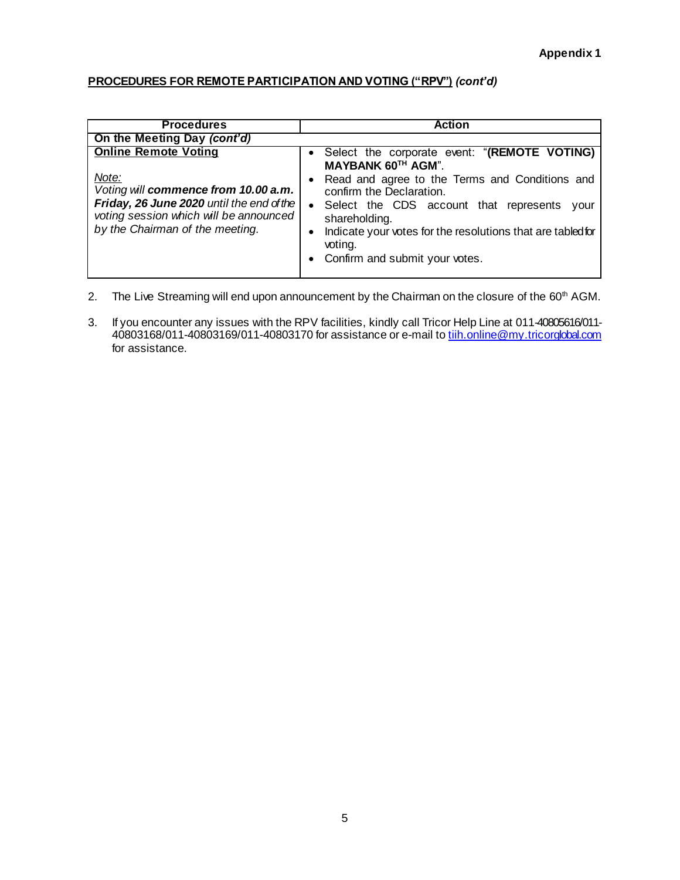**Appendix 1**

**PROCEDURES FOR REMOTE PARTICIPATION AND VOTING ("RPV")** ***(cont'd)***

| Procedures | Action |
|---|---|
| **On the Meeting Day** ***(cont'd)*** | |
| **Online Remote Voting**<br><br>*Note:*<br>*Voting will* ***commence from 10.00 a.m. Friday, 26 June 2020*** *until the end of the voting session which will be announced by the Chairman of the meeting.* | • Select the corporate event: "**(REMOTE VOTING) MAYBANK 60TH AGM**".<br>• Read and agree to the Terms and Conditions and confirm the Declaration.<br>• Select the CDS account that represents your shareholding.<br>• Indicate your votes for the resolutions that are tabled for voting.<br>• Confirm and submit your votes. |

2. The Live Streaming will end upon announcement by the Chairman on the closure of the 60th AGM.

3. If you encounter any issues with the RPV facilities, kindly call Tricor Help Line at 011-40805616/011-40803168/011-40803169/011-40803170 for assistance or e-mail to tiih.online@my.tricorglobal.com for assistance.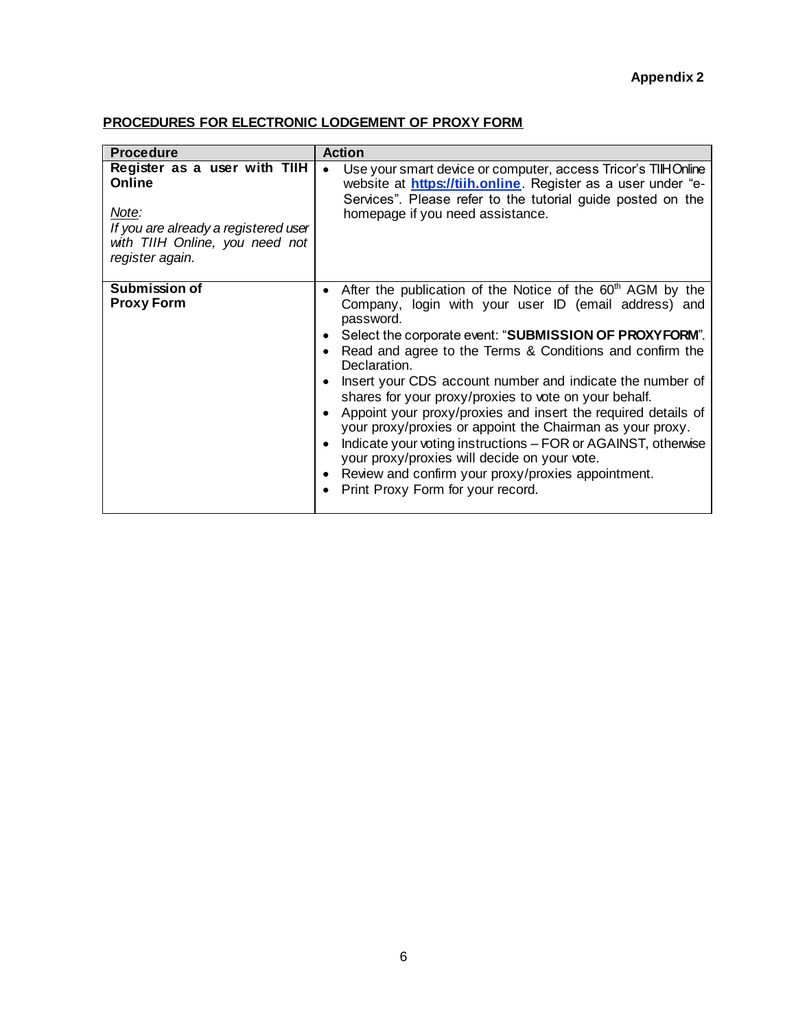Appendix 2

**PROCEDURES FOR ELECTRONIC LODGEMENT OF PROXY FORM**

| Procedure | Action |
| --- | --- |
| **Register as a user with TIIH Online**<br><br>*Note:*<br>*If you are already a registered user with TIIH Online, you need not register again.* | • Use your smart device or computer, access Tricor's TIIH Online website at **https://tiih.online**. Register as a user under "e-Services". Please refer to the tutorial guide posted on the homepage if you need assistance. |
| **Submission of Proxy Form** | • After the publication of the Notice of the 60th AGM by the Company, login with your user ID (email address) and password.<br>• Select the corporate event: "**SUBMISSION OF PROXY FORM**".<br>• Read and agree to the Terms & Conditions and confirm the Declaration.<br>• Insert your CDS account number and indicate the number of shares for your proxy/proxies to vote on your behalf.<br>• Appoint your proxy/proxies and insert the required details of your proxy/proxies or appoint the Chairman as your proxy.<br>• Indicate your voting instructions – FOR or AGAINST, otherwise your proxy/proxies will decide on your vote.<br>• Review and confirm your proxy/proxies appointment.<br>• Print Proxy Form for your record. |